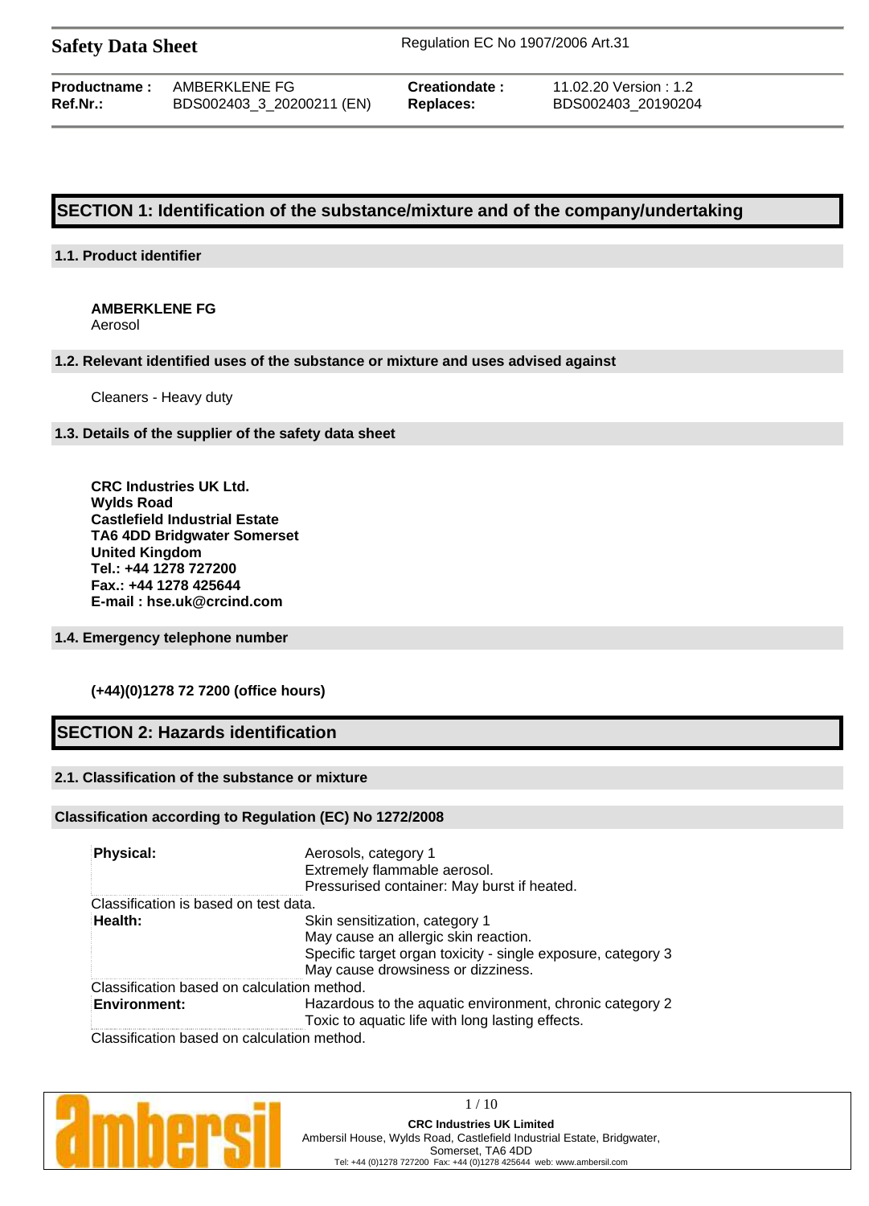**Safety Data Sheet** Regulation EC No 1907/2006 Art.31

| | | | |
|---|---|---|---|
| **Productname :** | AMBERKLENE FG | **Creationdate :** | 11.02.20 Version : 1.2 |
| **Ref.Nr.:** | BDS002403_3_20200211 (EN) | **Replaces:** | BDS002403_20190204 |

# SECTION 1: Identification of the substance/mixture and of the company/undertaking

## 1.1. Product identifier

**AMBERKLENE FG**
Aerosol

## 1.2. Relevant identified uses of the substance or mixture and uses advised against

Cleaners - Heavy duty

## 1.3. Details of the supplier of the safety data sheet

**CRC Industries UK Ltd.**
**Wylds Road**
**Castlefield Industrial Estate**
**TA6 4DD Bridgwater Somerset**
**United Kingdom**
**Tel.: +44 1278 727200**
**Fax.: +44 1278 425644**
**E-mail : hse.uk@crcind.com**

## 1.4. Emergency telephone number

**(+44)(0)1278 72 7200 (office hours)**

# SECTION 2: Hazards identification

## 2.1. Classification of the substance or mixture

### Classification according to Regulation (EC) No 1272/2008

| | |
|---|---|
| **Physical:** | Aerosols, category 1<br>Extremely flammable aerosol.<br>Pressurised container: May burst if heated. |

Classification is based on test data.

| | |
|---|---|
| **Health:** | Skin sensitization, category 1<br>May cause an allergic skin reaction.<br>Specific target organ toxicity - single exposure, category 3<br>May cause drowsiness or dizziness. |

Classification based on calculation method.

| | |
|---|---|
| **Environment:** | Hazardous to the aquatic environment, chronic category 2<br>Toxic to aquatic life with long lasting effects. |

Classification based on calculation method.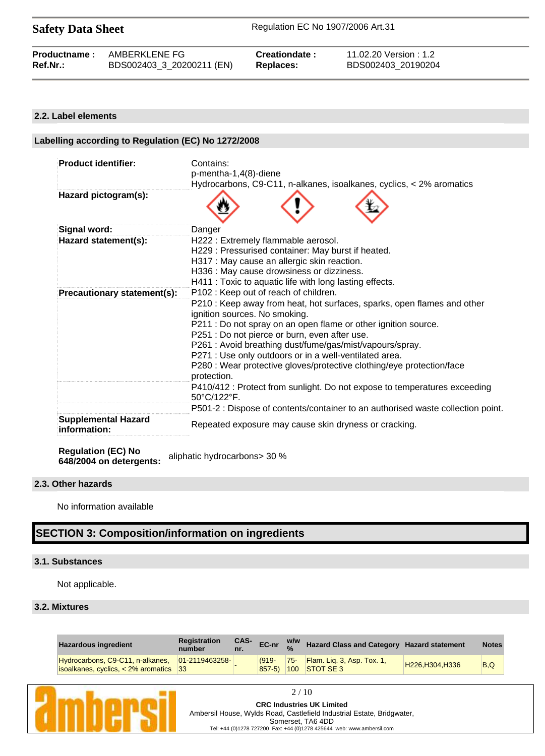### 2.2. Label elements

#### Labelling according to Regulation (EC) No 1272/2008

| | |
|---|---|
| **Product identifier:** | Contains:<br>p-mentha-1,4(8)-diene<br>Hydrocarbons, C9-C11, n-alkanes, isoalkanes, cyclics, < 2% aromatics |
| **Hazard pictogram(s):** | |
| **Signal word:** | Danger |
| **Hazard statement(s):** | H222 : Extremely flammable aerosol.<br>H229 : Pressurised container: May burst if heated.<br>H317 : May cause an allergic skin reaction.<br>H336 : May cause drowsiness or dizziness.<br>H411 : Toxic to aquatic life with long lasting effects. |
| **Precautionary statement(s):** | P102 : Keep out of reach of children. |
| | P210 : Keep away from heat, hot surfaces, sparks, open flames and other ignition sources. No smoking.<br>P211 : Do not spray on an open flame or other ignition source.<br>P251 : Do not pierce or burn, even after use.<br>P261 : Avoid breathing dust/fume/gas/mist/vapours/spray.<br>P271 : Use only outdoors or in a well-ventilated area.<br>P280 : Wear protective gloves/protective clothing/eye protection/face protection. |
| | P410/412 : Protect from sunlight. Do not expose to temperatures exceeding 50°C/122°F. |
| | P501-2 : Dispose of contents/container to an authorised waste collection point. |
| **Supplemental Hazard information:** | Repeated exposure may cause skin dryness or cracking. |

**Regulation (EC) No 648/2004 on detergents:** aliphatic hydrocarbons> 30 %

### 2.3. Other hazards

No information available

## SECTION 3: Composition/information on ingredients

### 3.1. Substances

Not applicable.

### 3.2. Mixtures

| Hazardous ingredient | Registration number | CAS-nr. | EC-nr | w/w % | Hazard Class and Category | Hazard statement | Notes |
|---|---|---|---|---|---|---|---|
| Hydrocarbons, C9-C11, n-alkanes, isoalkanes, cyclics, < 2% aromatics | 01-2119463258-33 | - | (919-857-5) | 75-100 | Flam. Liq. 3, Asp. Tox. 1, STOT SE 3 | H226,H304,H336 | B,Q |

**CRC Industries UK Limited**
Ambersil House, Wylds Road, Castlefield Industrial Estate, Bridgwater, Somerset, TA6 4DD
Tel: +44 (0)1278 727200 Fax: +44 (0)1278 425644 web: www.ambersil.com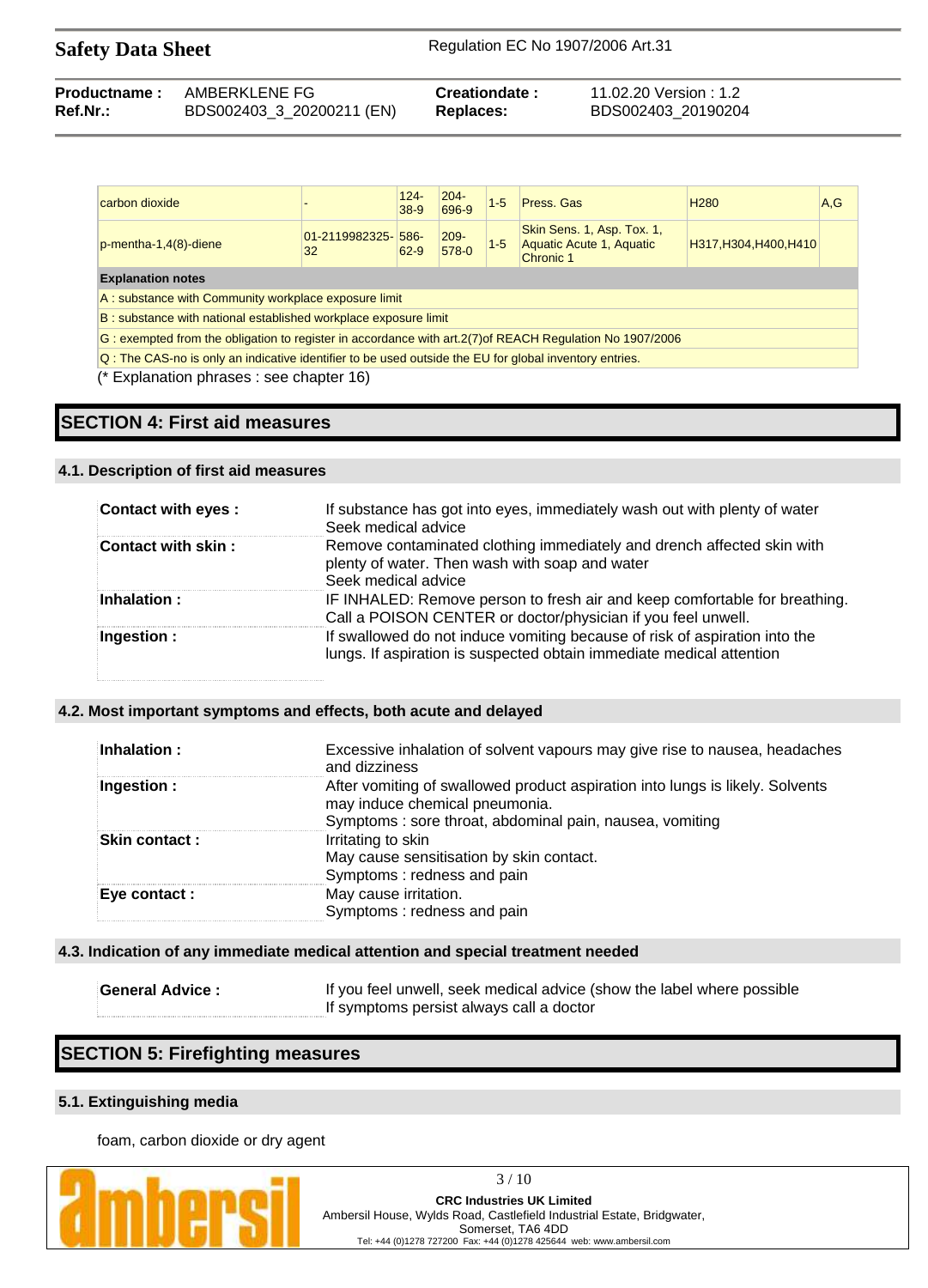| carbon dioxide | - | 124-38-9 | 204-696-9 | 1-5 | Press. Gas | H280 | A,G |
|---|---|---|---|---|---|---|---|
| p-mentha-1,4(8)-diene | 01-2119982325-32 | 586-62-9 | 209-578-0 | 1-5 | Skin Sens. 1, Asp. Tox. 1, Aquatic Acute 1, Aquatic Chronic 1 | H317,H304,H400,H410 | |

| Explanation notes |
|---|
| A : substance with Community workplace exposure limit |
| B : substance with national established workplace exposure limit |
| G : exempted from the obligation to register in accordance with art.2(7)of REACH Regulation No 1907/2006 |
| Q : The CAS-no is only an indicative identifier to be used outside the EU for global inventory entries. |

(* Explanation phrases : see chapter 16)

# SECTION 4: First aid measures

## 4.1. Description of first aid measures

| | |
|---|---|
| **Contact with eyes :** | If substance has got into eyes, immediately wash out with plenty of water<br>Seek medical advice |
| **Contact with skin :** | Remove contaminated clothing immediately and drench affected skin with plenty of water. Then wash with soap and water<br>Seek medical advice |
| **Inhalation :** | IF INHALED: Remove person to fresh air and keep comfortable for breathing.<br>Call a POISON CENTER or doctor/physician if you feel unwell. |
| **Ingestion :** | If swallowed do not induce vomiting because of risk of aspiration into the lungs. If aspiration is suspected obtain immediate medical attention |

## 4.2. Most important symptoms and effects, both acute and delayed

| | |
|---|---|
| **Inhalation :** | Excessive inhalation of solvent vapours may give rise to nausea, headaches and dizziness |
| **Ingestion :** | After vomiting of swallowed product aspiration into lungs is likely. Solvents may induce chemical pneumonia.<br>Symptoms : sore throat, abdominal pain, nausea, vomiting |
| **Skin contact :** | Irritating to skin<br>May cause sensitisation by skin contact.<br>Symptoms : redness and pain |
| **Eye contact :** | May cause irritation.<br>Symptoms : redness and pain |

## 4.3. Indication of any immediate medical attention and special treatment needed

| | |
|---|---|
| **General Advice :** | If you feel unwell, seek medical advice (show the label where possible<br>If symptoms persist always call a doctor |

# SECTION 5: Firefighting measures

## 5.1. Extinguishing media

foam, carbon dioxide or dry agent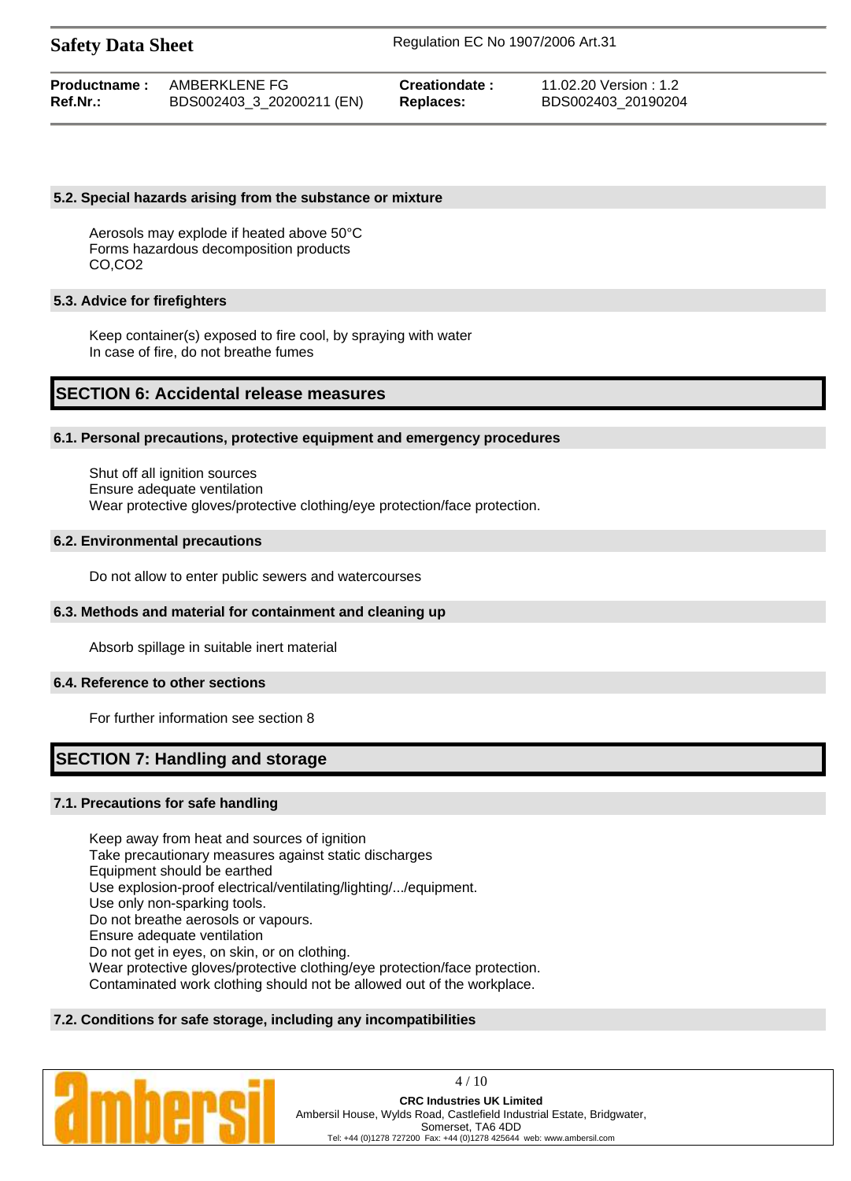### 5.2. Special hazards arising from the substance or mixture

Aerosols may explode if heated above 50°C
Forms hazardous decomposition products
$CO$,$CO_2$

### 5.3. Advice for firefighters

Keep container(s) exposed to fire cool, by spraying with water
In case of fire, do not breathe fumes

## SECTION 6: Accidental release measures

### 6.1. Personal precautions, protective equipment and emergency procedures

Shut off all ignition sources
Ensure adequate ventilation
Wear protective gloves/protective clothing/eye protection/face protection.

### 6.2. Environmental precautions

Do not allow to enter public sewers and watercourses

### 6.3. Methods and material for containment and cleaning up

Absorb spillage in suitable inert material

### 6.4. Reference to other sections

For further information see section 8

## SECTION 7: Handling and storage

### 7.1. Precautions for safe handling

Keep away from heat and sources of ignition
Take precautionary measures against static discharges
Equipment should be earthed
Use explosion-proof electrical/ventilating/lighting/.../equipment.
Use only non-sparking tools.
Do not breathe aerosols or vapours.
Ensure adequate ventilation
Do not get in eyes, on skin, or on clothing.
Wear protective gloves/protective clothing/eye protection/face protection.
Contaminated work clothing should not be allowed out of the workplace.

### 7.2. Conditions for safe storage, including any incompatibilities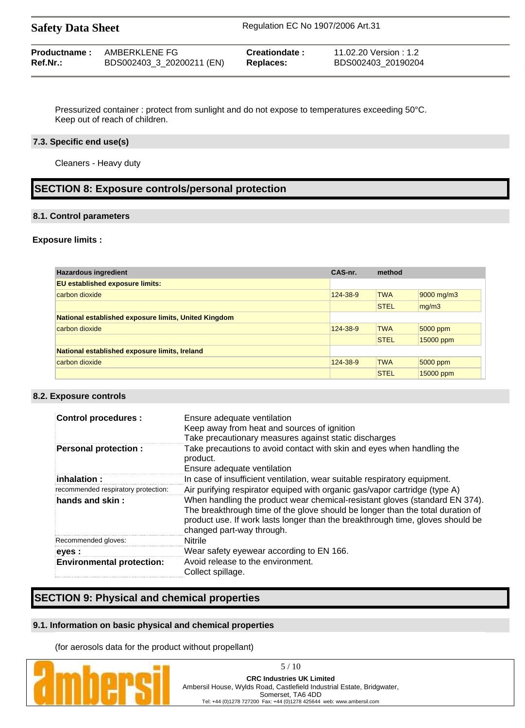Pressurized container : protect from sunlight and do not expose to temperatures exceeding 50°C.
Keep out of reach of children.

### 7.3. Specific end use(s)

Cleaners - Heavy duty

## SECTION 8: Exposure controls/personal protection

### 8.1. Control parameters

**Exposure limits :**

| Hazardous ingredient | CAS-nr. | method | |
|---|---|---|---|
| **EU established exposure limits:** | | | |
| carbon dioxide | 124-38-9 | TWA | 9000 mg/m3 |
| | | STEL | mg/m3 |
| **National established exposure limits, United Kingdom** | | | |
| carbon dioxide | 124-38-9 | TWA | 5000 ppm |
| | | STEL | 15000 ppm |
| **National established exposure limits, Ireland** | | | |
| carbon dioxide | 124-38-9 | TWA | 5000 ppm |
| | | STEL | 15000 ppm |

### 8.2. Exposure controls

| | |
|---|---|
| **Control procedures :** | Ensure adequate ventilation<br>Keep away from heat and sources of ignition<br>Take precautionary measures against static discharges |
| **Personal protection :** | Take precautions to avoid contact with skin and eyes when handling the product.<br>Ensure adequate ventilation |
| **inhalation :** | In case of insufficient ventilation, wear suitable respiratory equipment. |
| recommended respiratory protection: | Air purifying respirator equiped with organic gas/vapor cartridge (type A) |
| **hands and skin :** | When handling the product wear chemical-resistant gloves (standard EN 374). The breakthrough time of the glove should be longer than the total duration of product use. If work lasts longer than the breakthrough time, gloves should be changed part-way through. |
| Recommended gloves: | Nitrile |
| **eyes :** | Wear safety eyewear according to EN 166. |
| **Environmental protection:** | Avoid release to the environment.<br>Collect spillage. |

## SECTION 9: Physical and chemical properties

### 9.1. Information on basic physical and chemical properties

(for aerosols data for the product without propellant)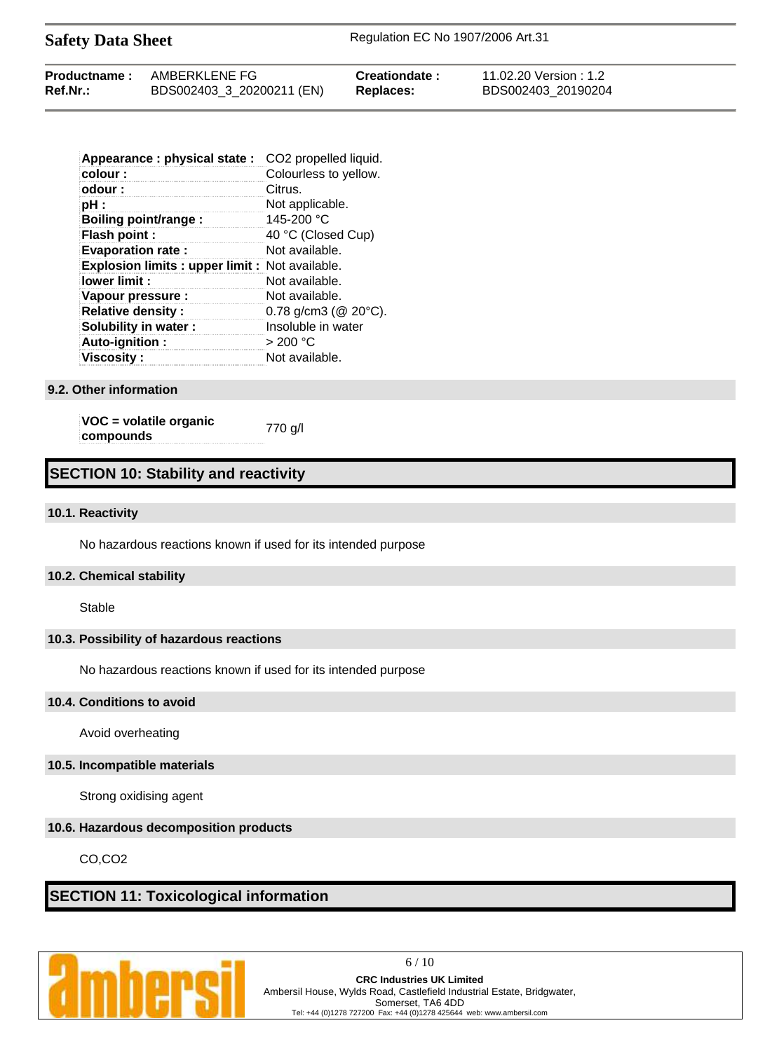| | |
|---|---|
| **Appearance : physical state :** | $CO_2$ propelled liquid. |
| **colour :** | Colourless to yellow. |
| **odour :** | Citrus. |
| **pH :** | Not applicable. |
| **Boiling point/range :** | 145-200 °C |
| **Flash point :** | 40 °C (Closed Cup) |
| **Evaporation rate :** | Not available. |
| **Explosion limits : upper limit :** | Not available. |
| **lower limit :** | Not available. |
| **Vapour pressure :** | Not available. |
| **Relative density :** | 0.78 g/cm3 (@ 20°C). |
| **Solubility in water :** | Insoluble in water |
| **Auto-ignition :** | > 200 °C |
| **Viscosity :** | Not available. |

### 9.2. Other information

| | |
|---|---|
| **VOC = volatile organic compounds** | 770 g/l |

## SECTION 10: Stability and reactivity

### 10.1. Reactivity

No hazardous reactions known if used for its intended purpose

### 10.2. Chemical stability

Stable

### 10.3. Possibility of hazardous reactions

No hazardous reactions known if used for its intended purpose

### 10.4. Conditions to avoid

Avoid overheating

### 10.5. Incompatible materials

Strong oxidising agent

### 10.6. Hazardous decomposition products

CO,$CO_2$

## SECTION 11: Toxicological information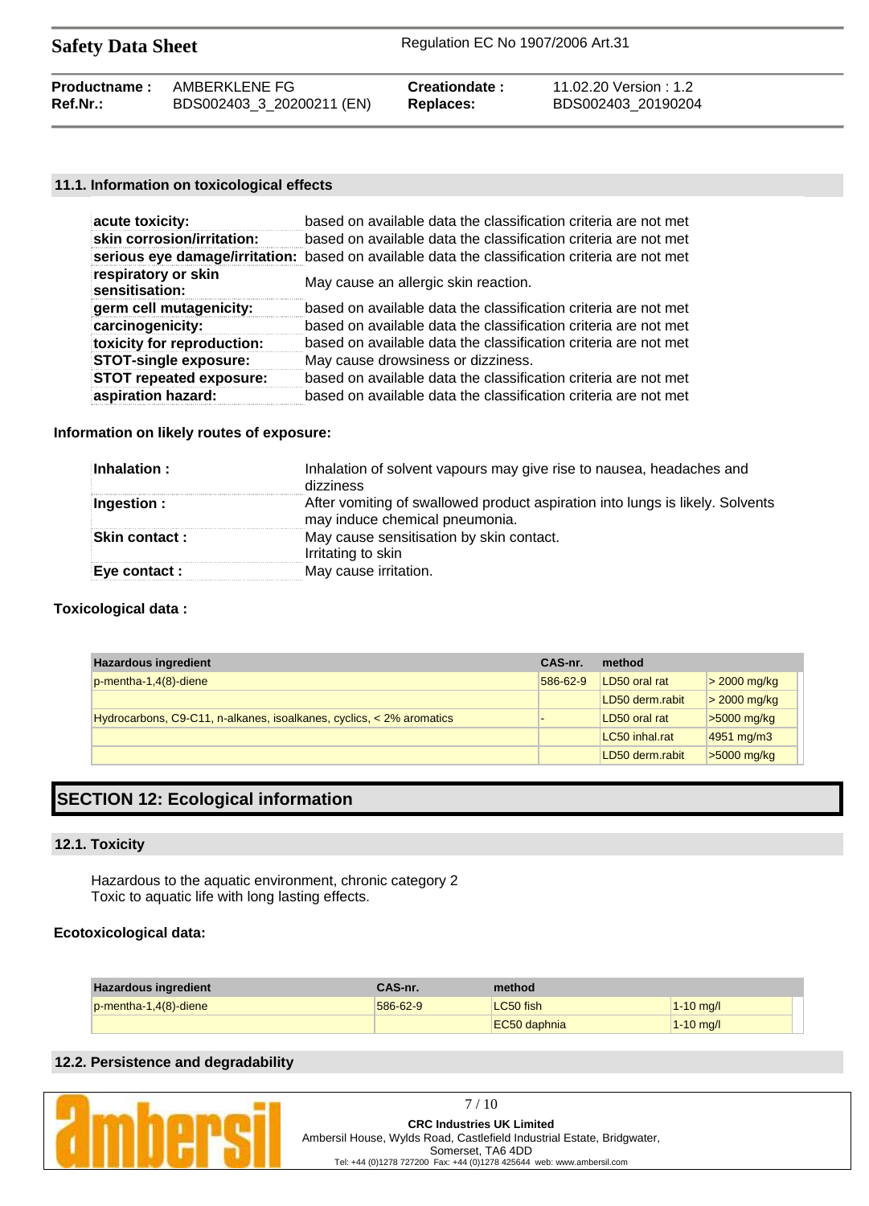### 11.1. Information on toxicological effects

| | |
|---|---|
| **acute toxicity:** | based on available data the classification criteria are not met |
| **skin corrosion/irritation:** | based on available data the classification criteria are not met |
| **serious eye damage/irritation:** | based on available data the classification criteria are not met |
| **respiratory or skin sensitisation:** | May cause an allergic skin reaction. |
| **germ cell mutagenicity:** | based on available data the classification criteria are not met |
| **carcinogenicity:** | based on available data the classification criteria are not met |
| **toxicity for reproduction:** | based on available data the classification criteria are not met |
| **STOT-single exposure:** | May cause drowsiness or dizziness. |
| **STOT repeated exposure:** | based on available data the classification criteria are not met |
| **aspiration hazard:** | based on available data the classification criteria are not met |

**Information on likely routes of exposure:**

| | |
|---|---|
| **Inhalation :** | Inhalation of solvent vapours may give rise to nausea, headaches and dizziness |
| **Ingestion :** | After vomiting of swallowed product aspiration into lungs is likely. Solvents may induce chemical pneumonia. |
| **Skin contact :** | May cause sensitisation by skin contact. Irritating to skin |
| **Eye contact :** | May cause irritation. |

**Toxicological data :**

| Hazardous ingredient | CAS-nr. | method | |
|---|---|---|---|
| p-mentha-1,4(8)-diene | 586-62-9 | LD50 oral rat | > 2000 mg/kg |
| | | LD50 derm.rabit | > 2000 mg/kg |
| Hydrocarbons, C9-C11, n-alkanes, isoalkanes, cyclics, < 2% aromatics | - | LD50 oral rat | >5000 mg/kg |
| | | LC50 inhal.rat | 4951 mg/m3 |
| | | LD50 derm.rabit | >5000 mg/kg |

# SECTION 12: Ecological information

### 12.1. Toxicity

Hazardous to the aquatic environment, chronic category 2
Toxic to aquatic life with long lasting effects.

**Ecotoxicological data:**

| Hazardous ingredient | CAS-nr. | method | |
|---|---|---|---|
| p-mentha-1,4(8)-diene | 586-62-9 | LC50 fish | 1-10 mg/l |
| | | EC50 daphnia | 1-10 mg/l |

### 12.2. Persistence and degradability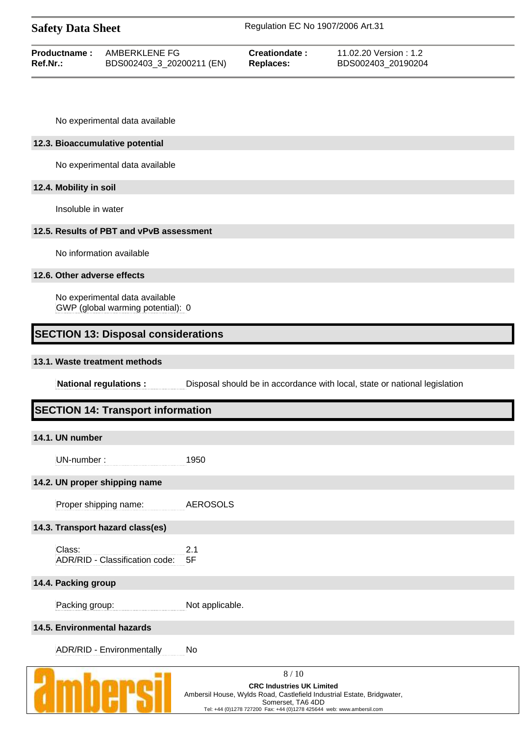No experimental data available

### 12.3. Bioaccumulative potential

No experimental data available

### 12.4. Mobility in soil

Insoluble in water

### 12.5. Results of PBT and vPvB assessment

No information available

### 12.6. Other adverse effects

No experimental data available
GWP (global warming potential): 0

## SECTION 13: Disposal considerations

### 13.1. Waste treatment methods

**National regulations :** Disposal should be in accordance with local, state or national legislation

## SECTION 14: Transport information

### 14.1. UN number

UN-number : 1950

### 14.2. UN proper shipping name

Proper shipping name: AEROSOLS

### 14.3. Transport hazard class(es)

Class: 2.1
ADR/RID - Classification code: 5F

### 14.4. Packing group

Packing group: Not applicable.

### 14.5. Environmental hazards

ADR/RID - Environmentally No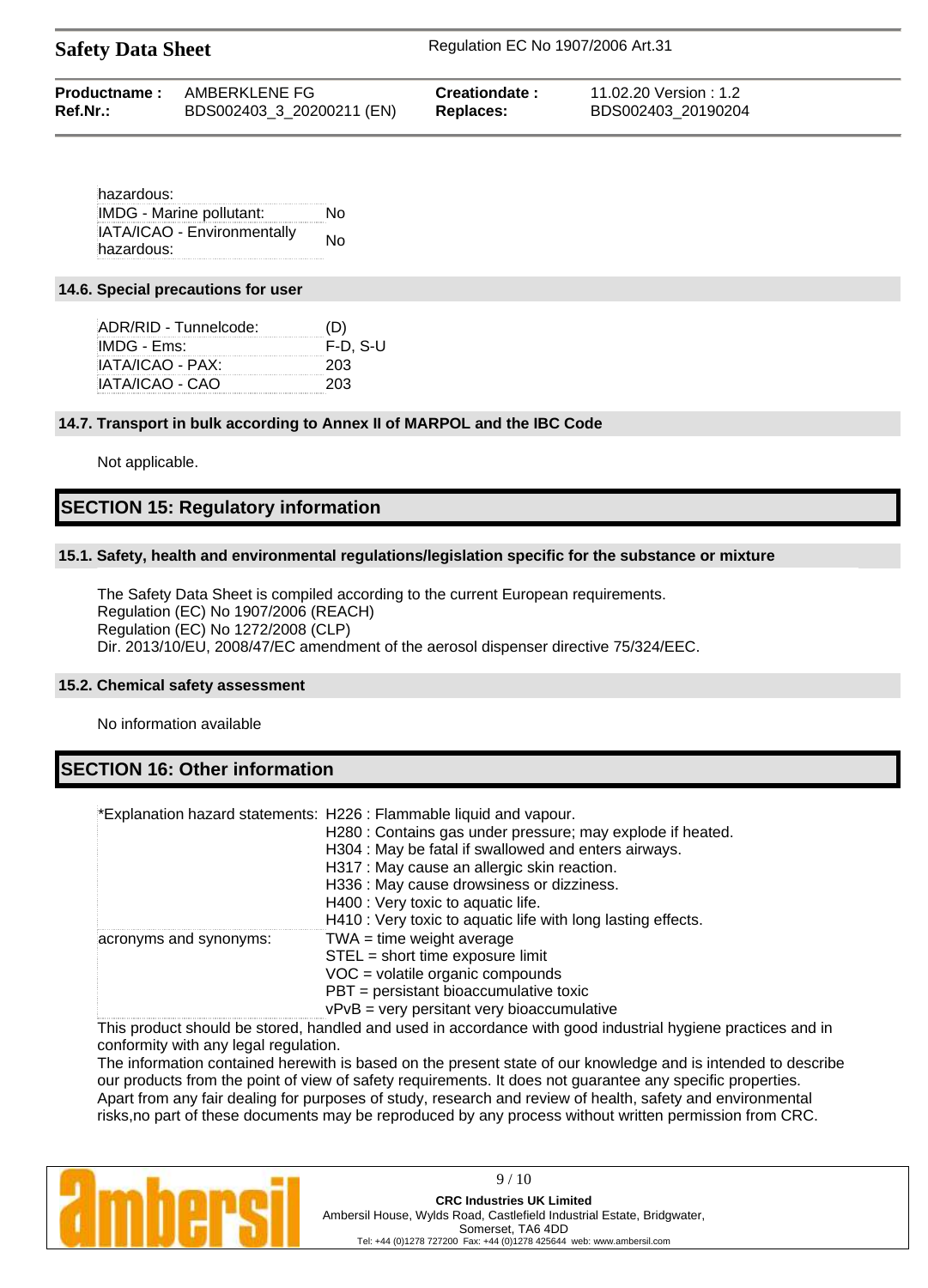| | |
|---|---|
| hazardous: | |
| IMDG - Marine pollutant: | No |
| IATA/ICAO - Environmentally hazardous: | No |

### 14.6. Special precautions for user

| | |
|---|---|
| ADR/RID - Tunnelcode: | (D) |
| IMDG - Ems: | F-D, S-U |
| IATA/ICAO - PAX: | 203 |
| IATA/ICAO - CAO | 203 |

### 14.7. Transport in bulk according to Annex II of MARPOL and the IBC Code

Not applicable.

## SECTION 15: Regulatory information

### 15.1. Safety, health and environmental regulations/legislation specific for the substance or mixture

The Safety Data Sheet is compiled according to the current European requirements.
Regulation (EC) No 1907/2006 (REACH)
Regulation (EC) No 1272/2008 (CLP)
Dir. 2013/10/EU, 2008/47/EC amendment of the aerosol dispenser directive 75/324/EEC.

### 15.2. Chemical safety assessment

No information available

## SECTION 16: Other information

| | |
|---|---|
| *Explanation hazard statements: | H226 : Flammable liquid and vapour.<br>H280 : Contains gas under pressure; may explode if heated.<br>H304 : May be fatal if swallowed and enters airways.<br>H317 : May cause an allergic skin reaction.<br>H336 : May cause drowsiness or dizziness.<br>H400 : Very toxic to aquatic life.<br>H410 : Very toxic to aquatic life with long lasting effects. |
| acronyms and synonyms: | TWA = time weight average<br>STEL = short time exposure limit<br>VOC = volatile organic compounds<br>PBT = persistant bioaccumulative toxic<br>vPvB = very persitant very bioaccumulative |

This product should be stored, handled and used in accordance with good industrial hygiene practices and in conformity with any legal regulation.
The information contained herewith is based on the present state of our knowledge and is intended to describe our products from the point of view of safety requirements. It does not guarantee any specific properties.
Apart from any fair dealing for purposes of study, research and review of health, safety and environmental risks,no part of these documents may be reproduced by any process without written permission from CRC.